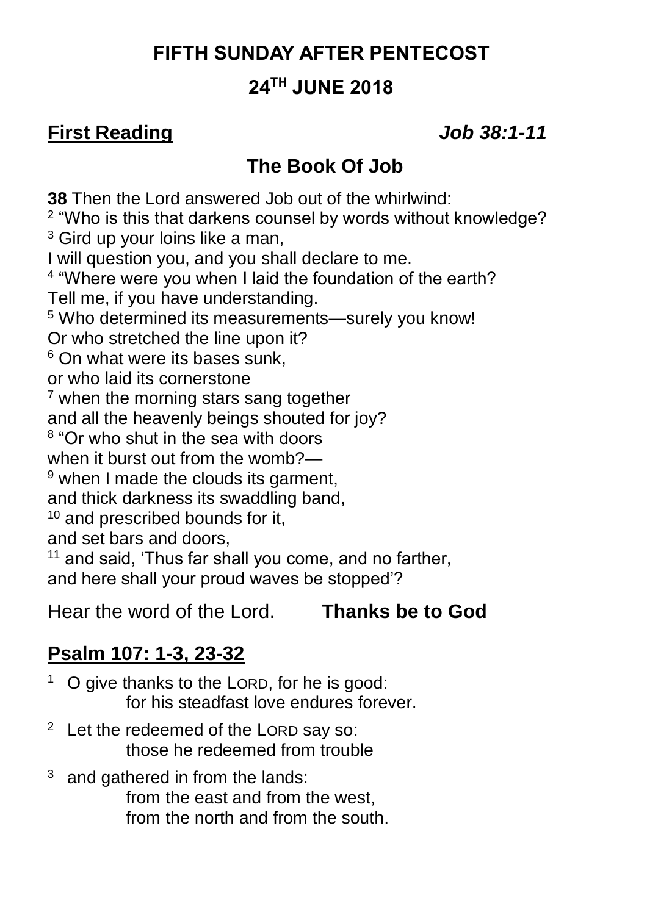# FIFTH SUNDAY AFTER PENTECOST

## 24TH JUNE 2018

**First Reading** ***Job 38:1-11***

## The Book Of Job

**38** Then the Lord answered Job out of the whirlwind:
[2] "Who is this that darkens counsel by words without knowledge?
[3] Gird up your loins like a man,
I will question you, and you shall declare to me.
[4] "Where were you when I laid the foundation of the earth?
Tell me, if you have understanding.
[5] Who determined its measurements—surely you know!
Or who stretched the line upon it?
[6] On what were its bases sunk,
or who laid its cornerstone
[7] when the morning stars sang together
and all the heavenly beings shouted for joy?
[8] "Or who shut in the sea with doors
when it burst out from the womb?—
[9] when I made the clouds its garment,
and thick darkness its swaddling band,
[10] and prescribed bounds for it,
and set bars and doors,
[11] and said, 'Thus far shall you come, and no farther,
and here shall your proud waves be stopped'?

Hear the word of the Lord. **Thanks be to God**

## Psalm 107: 1-3, 23-32

[1] O give thanks to the LORD, for he is good:
for his steadfast love endures forever.

[2] Let the redeemed of the LORD say so:
those he redeemed from trouble

[3] and gathered in from the lands:
from the east and from the west,
from the north and from the south.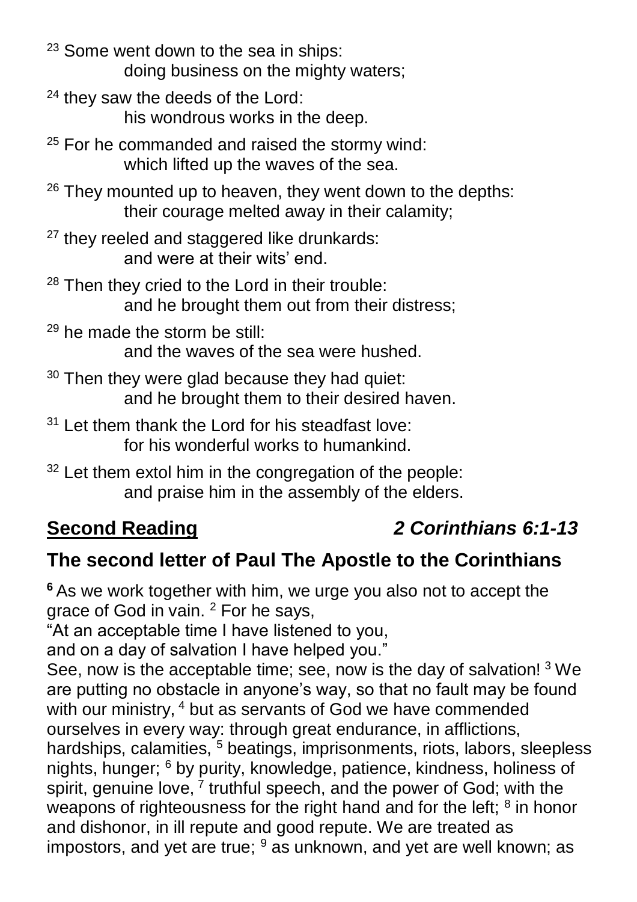[23] Some went down to the sea in ships:
doing business on the mighty waters;

[24] they saw the deeds of the Lord:
his wondrous works in the deep.

[25] For he commanded and raised the stormy wind:
which lifted up the waves of the sea.

[26] They mounted up to heaven, they went down to the depths:
their courage melted away in their calamity;

[27] they reeled and staggered like drunkards:
and were at their wits' end.

[28] Then they cried to the Lord in their trouble:
and he brought them out from their distress;

[29] he made the storm be still:
and the waves of the sea were hushed.

[30] Then they were glad because they had quiet:
and he brought them to their desired haven.

[31] Let them thank the Lord for his steadfast love:
for his wonderful works to humankind.

[32] Let them extol him in the congregation of the people:
and praise him in the assembly of the elders.

## **Second Reading** *2 Corinthians 6:1-13*

## The second letter of Paul The Apostle to the Corinthians

**6** As we work together with him, we urge you also not to accept the grace of God in vain. [2] For he says,
"At an acceptable time I have listened to you,
and on a day of salvation I have helped you."
See, now is the acceptable time; see, now is the day of salvation! [3] We are putting no obstacle in anyone's way, so that no fault may be found with our ministry, [4] but as servants of God we have commended ourselves in every way: through great endurance, in afflictions, hardships, calamities, [5] beatings, imprisonments, riots, labors, sleepless nights, hunger; [6] by purity, knowledge, patience, kindness, holiness of spirit, genuine love, [7] truthful speech, and the power of God; with the weapons of righteousness for the right hand and for the left; [8] in honor and dishonor, in ill repute and good repute. We are treated as impostors, and yet are true; [9] as unknown, and yet are well known; as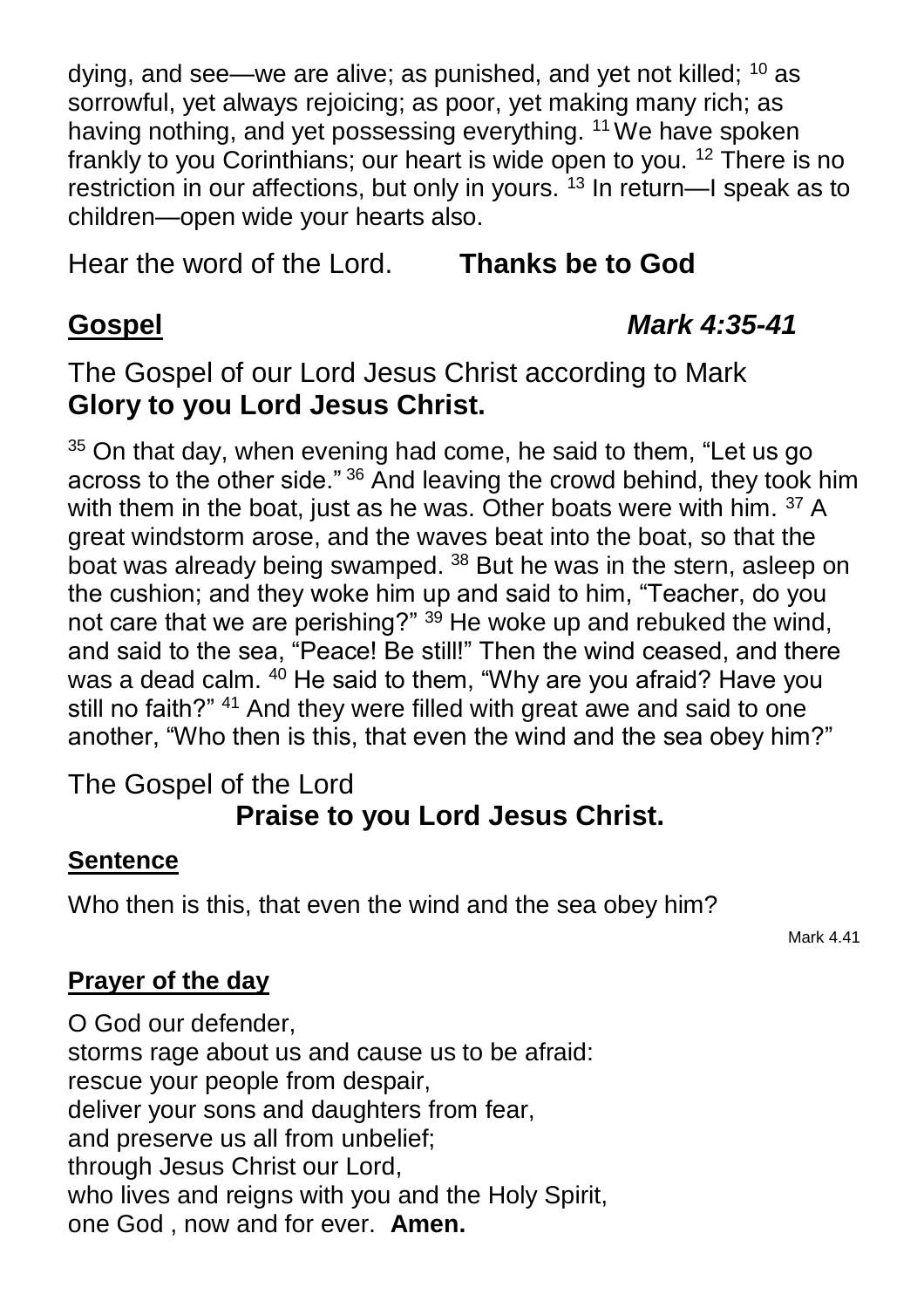dying, and see—we are alive; as punished, and yet not killed; [10] as sorrowful, yet always rejoicing; as poor, yet making many rich; as having nothing, and yet possessing everything. [11] We have spoken frankly to you Corinthians; our heart is wide open to you. [12] There is no restriction in our affections, but only in yours. [13] In return—I speak as to children—open wide your hearts also.

Hear the word of the Lord. **Thanks be to God**

## **Gospel** ***Mark 4:35-41***

The Gospel of our Lord Jesus Christ according to Mark
**Glory to you Lord Jesus Christ.**

[35] On that day, when evening had come, he said to them, "Let us go across to the other side." [36] And leaving the crowd behind, they took him with them in the boat, just as he was. Other boats were with him. [37] A great windstorm arose, and the waves beat into the boat, so that the boat was already being swamped. [38] But he was in the stern, asleep on the cushion; and they woke him up and said to him, "Teacher, do you not care that we are perishing?" [39] He woke up and rebuked the wind, and said to the sea, "Peace! Be still!" Then the wind ceased, and there was a dead calm. [40] He said to them, "Why are you afraid? Have you still no faith?" [41] And they were filled with great awe and said to one another, "Who then is this, that even the wind and the sea obey him?"

The Gospel of the Lord
**Praise to you Lord Jesus Christ.**

### **Sentence**

Who then is this, that even the wind and the sea obey him?

Mark 4.41

### **Prayer of the day**

O God our defender,
storms rage about us and cause us to be afraid:
rescue your people from despair,
deliver your sons and daughters from fear,
and preserve us all from unbelief;
through Jesus Christ our Lord,
who lives and reigns with you and the Holy Spirit,
one God , now and for ever. **Amen.**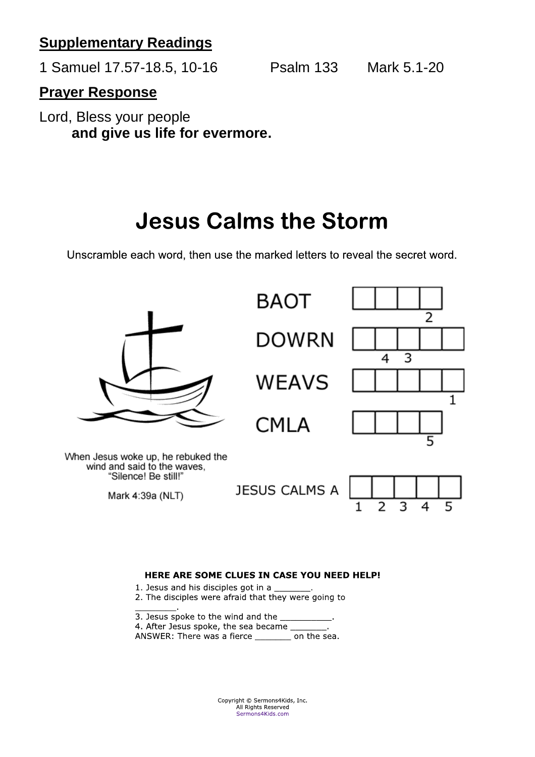**Supplementary Readings**

1 Samuel 17.57-18.5, 10-16 Psalm 133 Mark 5.1-20

**Prayer Response**

Lord, Bless your people
**and give us life for evermore.**

# Jesus Calms the Storm

Unscramble each word, then use the marked letters to reveal the secret word.

BAOT ☐☐☐☐ (2)

DOWRN ☐☐☐☐☐ (4 3)

WEAVS ☐☐☐☐☐ (1)

CMLA ☐☐☐☐ (5)

JESUS CALMS A ☐☐☐☐☐ (1 2 3 4 5)

When Jesus woke up, he rebuked the wind and said to the waves, "Silence! Be still!"

Mark 4:39a (NLT)

**HERE ARE SOME CLUES IN CASE YOU NEED HELP!**

1. Jesus and his disciples got in a _______.
2. The disciples were afraid that they were going to ________.
3. Jesus spoke to the wind and the __________.
4. After Jesus spoke, the sea became _______.

ANSWER: There was a fierce _______ on the sea.

Copyright © Sermons4Kids, Inc.
All Rights Reserved
Sermons4Kids.com